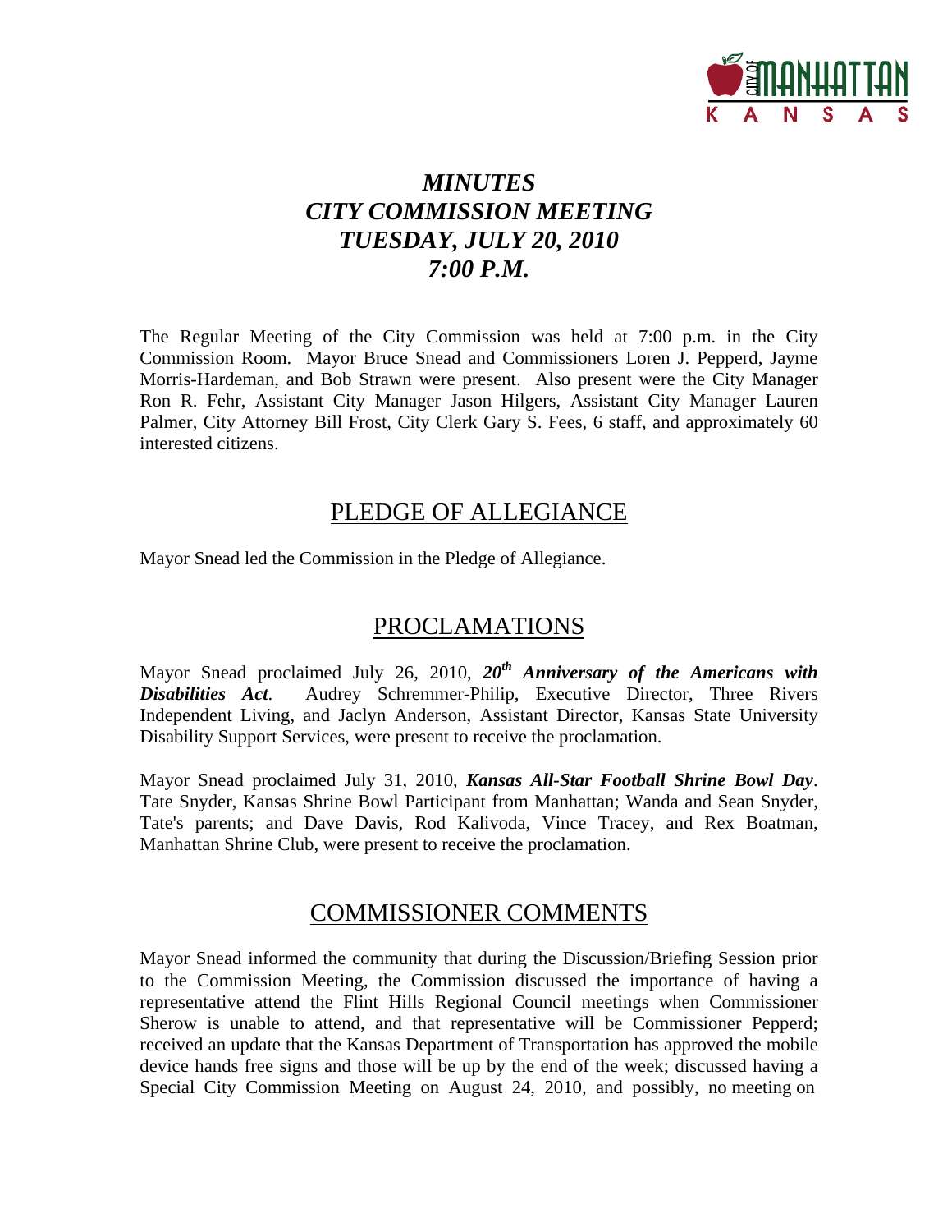# *MINUTES*
# *CITY COMMISSION MEETING*
# *TUESDAY, JULY 20, 2010*
# *7:00 P.M.*

The Regular Meeting of the City Commission was held at 7:00 p.m. in the City Commission Room. Mayor Bruce Snead and Commissioners Loren J. Pepperd, Jayme Morris-Hardeman, and Bob Strawn were present. Also present were the City Manager Ron R. Fehr, Assistant City Manager Jason Hilgers, Assistant City Manager Lauren Palmer, City Attorney Bill Frost, City Clerk Gary S. Fees, 6 staff, and approximately 60 interested citizens.

## PLEDGE OF ALLEGIANCE

Mayor Snead led the Commission in the Pledge of Allegiance.

## PROCLAMATIONS

Mayor Snead proclaimed July 26, 2010, ***20th Anniversary of the Americans with Disabilities Act***. Audrey Schremmer-Philip, Executive Director, Three Rivers Independent Living, and Jaclyn Anderson, Assistant Director, Kansas State University Disability Support Services, were present to receive the proclamation.

Mayor Snead proclaimed July 31, 2010, ***Kansas All-Star Football Shrine Bowl Day***. Tate Snyder, Kansas Shrine Bowl Participant from Manhattan; Wanda and Sean Snyder, Tate's parents; and Dave Davis, Rod Kalivoda, Vince Tracey, and Rex Boatman, Manhattan Shrine Club, were present to receive the proclamation.

## COMMISSIONER COMMENTS

Mayor Snead informed the community that during the Discussion/Briefing Session prior to the Commission Meeting, the Commission discussed the importance of having a representative attend the Flint Hills Regional Council meetings when Commissioner Sherow is unable to attend, and that representative will be Commissioner Pepperd; received an update that the Kansas Department of Transportation has approved the mobile device hands free signs and those will be up by the end of the week; discussed having a Special City Commission Meeting on August 24, 2010, and possibly, no meeting on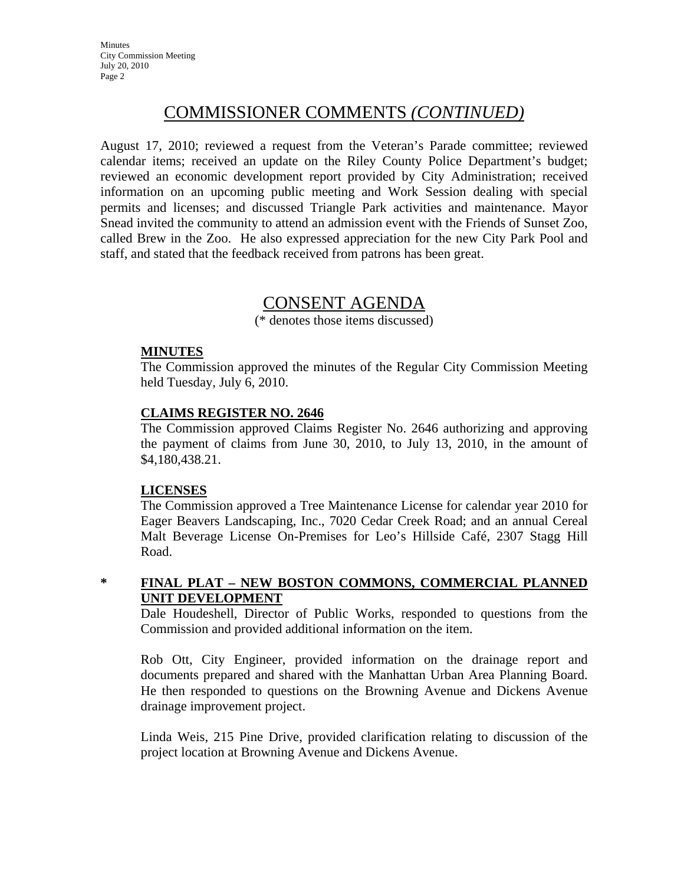## COMMISSIONER COMMENTS *(CONTINUED)*

August 17, 2010; reviewed a request from the Veteran's Parade committee; reviewed calendar items; received an update on the Riley County Police Department's budget; reviewed an economic development report provided by City Administration; received information on an upcoming public meeting and Work Session dealing with special permits and licenses; and discussed Triangle Park activities and maintenance. Mayor Snead invited the community to attend an admission event with the Friends of Sunset Zoo, called Brew in the Zoo. He also expressed appreciation for the new City Park Pool and staff, and stated that the feedback received from patrons has been great.

## CONSENT AGENDA

(* denotes those items discussed)

**MINUTES**

The Commission approved the minutes of the Regular City Commission Meeting held Tuesday, July 6, 2010.

**CLAIMS REGISTER NO. 2646**

The Commission approved Claims Register No. 2646 authorizing and approving the payment of claims from June 30, 2010, to July 13, 2010, in the amount of $4,180,438.21.

**LICENSES**

The Commission approved a Tree Maintenance License for calendar year 2010 for Eager Beavers Landscaping, Inc., 7020 Cedar Creek Road; and an annual Cereal Malt Beverage License On-Premises for Leo's Hillside Café, 2307 Stagg Hill Road.

\* **FINAL PLAT – NEW BOSTON COMMONS, COMMERCIAL PLANNED UNIT DEVELOPMENT**

Dale Houdeshell, Director of Public Works, responded to questions from the Commission and provided additional information on the item.

Rob Ott, City Engineer, provided information on the drainage report and documents prepared and shared with the Manhattan Urban Area Planning Board. He then responded to questions on the Browning Avenue and Dickens Avenue drainage improvement project.

Linda Weis, 215 Pine Drive, provided clarification relating to discussion of the project location at Browning Avenue and Dickens Avenue.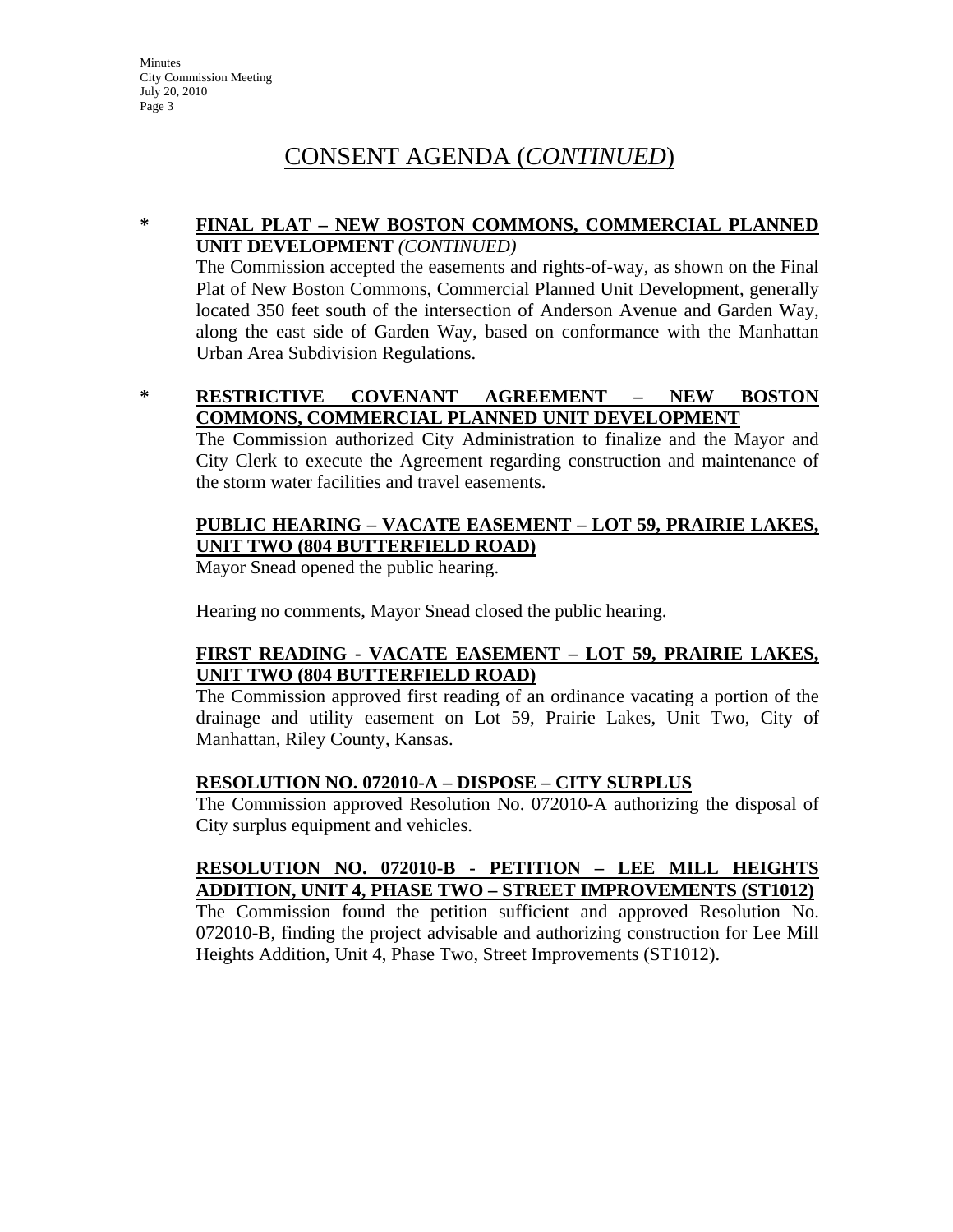# CONSENT AGENDA (*CONTINUED*)

\* **FINAL PLAT – NEW BOSTON COMMONS, COMMERCIAL PLANNED UNIT DEVELOPMENT** *(CONTINUED)*

The Commission accepted the easements and rights-of-way, as shown on the Final Plat of New Boston Commons, Commercial Planned Unit Development, generally located 350 feet south of the intersection of Anderson Avenue and Garden Way, along the east side of Garden Way, based on conformance with the Manhattan Urban Area Subdivision Regulations.

\* **RESTRICTIVE COVENANT AGREEMENT – NEW BOSTON COMMONS, COMMERCIAL PLANNED UNIT DEVELOPMENT**

The Commission authorized City Administration to finalize and the Mayor and City Clerk to execute the Agreement regarding construction and maintenance of the storm water facilities and travel easements.

**PUBLIC HEARING – VACATE EASEMENT – LOT 59, PRAIRIE LAKES, UNIT TWO (804 BUTTERFIELD ROAD)**

Mayor Snead opened the public hearing.

Hearing no comments, Mayor Snead closed the public hearing.

**FIRST READING - VACATE EASEMENT – LOT 59, PRAIRIE LAKES, UNIT TWO (804 BUTTERFIELD ROAD)**

The Commission approved first reading of an ordinance vacating a portion of the drainage and utility easement on Lot 59, Prairie Lakes, Unit Two, City of Manhattan, Riley County, Kansas.

**RESOLUTION NO. 072010-A – DISPOSE – CITY SURPLUS**

The Commission approved Resolution No. 072010-A authorizing the disposal of City surplus equipment and vehicles.

**RESOLUTION NO. 072010-B - PETITION – LEE MILL HEIGHTS ADDITION, UNIT 4, PHASE TWO – STREET IMPROVEMENTS (ST1012)**

The Commission found the petition sufficient and approved Resolution No. 072010-B, finding the project advisable and authorizing construction for Lee Mill Heights Addition, Unit 4, Phase Two, Street Improvements (ST1012).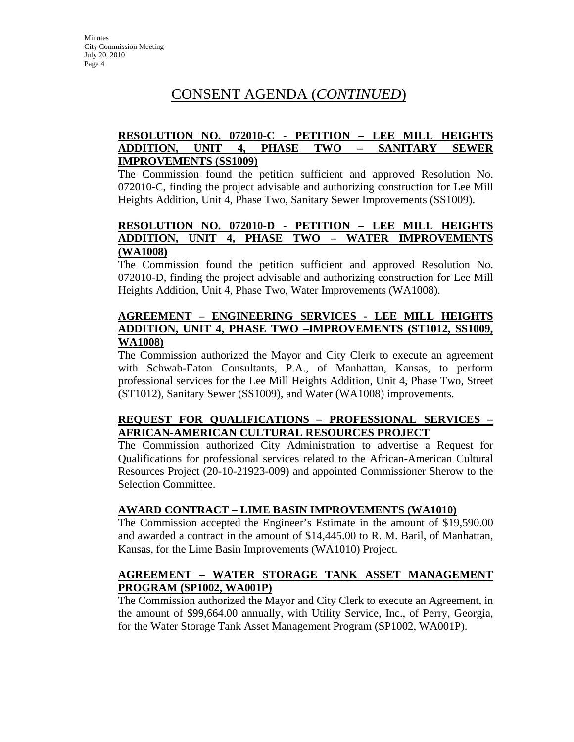# CONSENT AGENDA (*CONTINUED*)

**RESOLUTION NO. 072010-C - PETITION – LEE MILL HEIGHTS ADDITION, UNIT 4, PHASE TWO – SANITARY SEWER IMPROVEMENTS (SS1009)**

The Commission found the petition sufficient and approved Resolution No. 072010-C, finding the project advisable and authorizing construction for Lee Mill Heights Addition, Unit 4, Phase Two, Sanitary Sewer Improvements (SS1009).

**RESOLUTION NO. 072010-D - PETITION – LEE MILL HEIGHTS ADDITION, UNIT 4, PHASE TWO – WATER IMPROVEMENTS (WA1008)**

The Commission found the petition sufficient and approved Resolution No. 072010-D, finding the project advisable and authorizing construction for Lee Mill Heights Addition, Unit 4, Phase Two, Water Improvements (WA1008).

**AGREEMENT – ENGINEERING SERVICES - LEE MILL HEIGHTS ADDITION, UNIT 4, PHASE TWO –IMPROVEMENTS (ST1012, SS1009, WA1008)**

The Commission authorized the Mayor and City Clerk to execute an agreement with Schwab-Eaton Consultants, P.A., of Manhattan, Kansas, to perform professional services for the Lee Mill Heights Addition, Unit 4, Phase Two, Street (ST1012), Sanitary Sewer (SS1009), and Water (WA1008) improvements.

**REQUEST FOR QUALIFICATIONS – PROFESSIONAL SERVICES – AFRICAN-AMERICAN CULTURAL RESOURCES PROJECT**

The Commission authorized City Administration to advertise a Request for Qualifications for professional services related to the African-American Cultural Resources Project (20-10-21923-009) and appointed Commissioner Sherow to the Selection Committee.

**AWARD CONTRACT – LIME BASIN IMPROVEMENTS (WA1010)**

The Commission accepted the Engineer's Estimate in the amount of $19,590.00 and awarded a contract in the amount of $14,445.00 to R. M. Baril, of Manhattan, Kansas, for the Lime Basin Improvements (WA1010) Project.

**AGREEMENT – WATER STORAGE TANK ASSET MANAGEMENT PROGRAM (SP1002, WA001P)**

The Commission authorized the Mayor and City Clerk to execute an Agreement, in the amount of $99,664.00 annually, with Utility Service, Inc., of Perry, Georgia, for the Water Storage Tank Asset Management Program (SP1002, WA001P).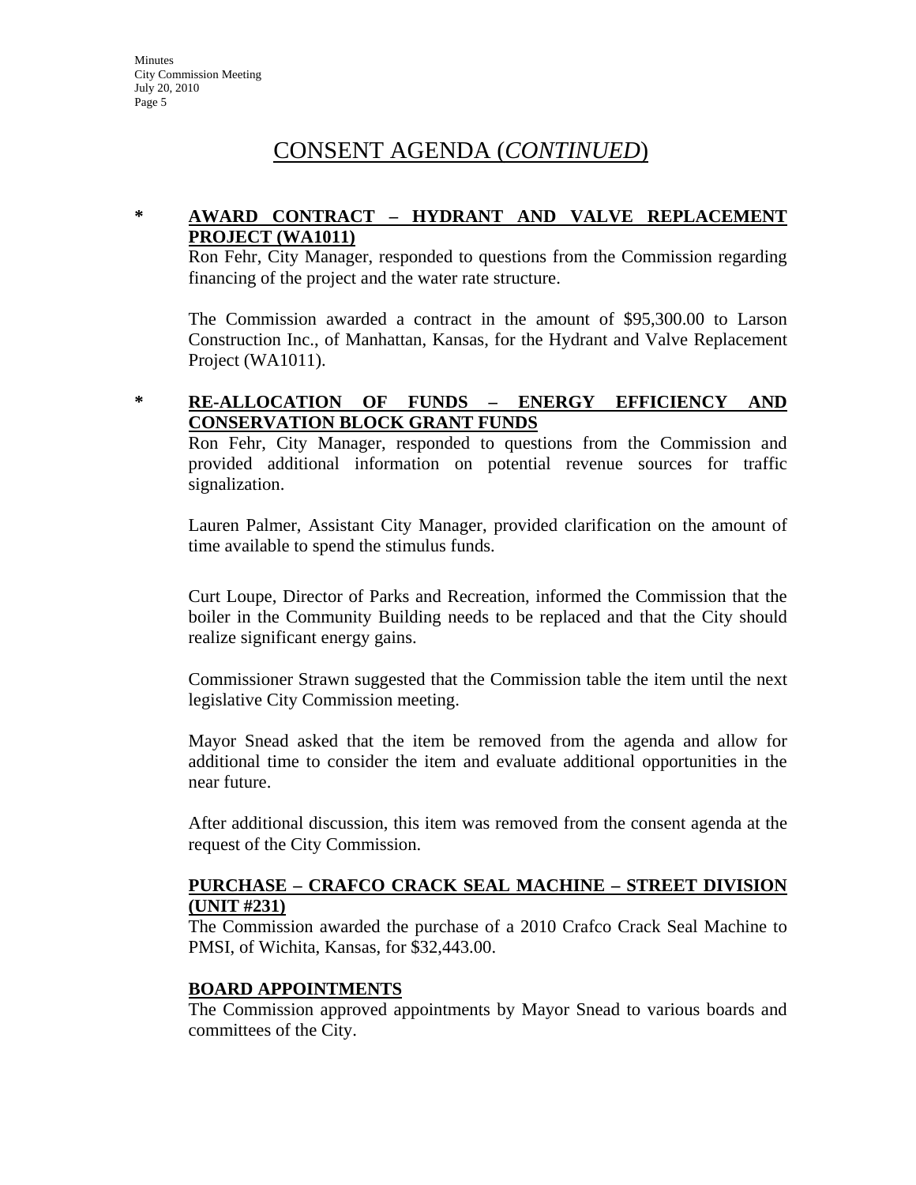# CONSENT AGENDA (*CONTINUED*)

**\* AWARD CONTRACT – HYDRANT AND VALVE REPLACEMENT PROJECT (WA1011)**

Ron Fehr, City Manager, responded to questions from the Commission regarding financing of the project and the water rate structure.

The Commission awarded a contract in the amount of $95,300.00 to Larson Construction Inc., of Manhattan, Kansas, for the Hydrant and Valve Replacement Project (WA1011).

**\* RE-ALLOCATION OF FUNDS – ENERGY EFFICIENCY AND CONSERVATION BLOCK GRANT FUNDS**

Ron Fehr, City Manager, responded to questions from the Commission and provided additional information on potential revenue sources for traffic signalization.

Lauren Palmer, Assistant City Manager, provided clarification on the amount of time available to spend the stimulus funds.

Curt Loupe, Director of Parks and Recreation, informed the Commission that the boiler in the Community Building needs to be replaced and that the City should realize significant energy gains.

Commissioner Strawn suggested that the Commission table the item until the next legislative City Commission meeting.

Mayor Snead asked that the item be removed from the agenda and allow for additional time to consider the item and evaluate additional opportunities in the near future.

After additional discussion, this item was removed from the consent agenda at the request of the City Commission.

**PURCHASE – CRAFCO CRACK SEAL MACHINE – STREET DIVISION (UNIT #231)**

The Commission awarded the purchase of a 2010 Crafco Crack Seal Machine to PMSI, of Wichita, Kansas, for $32,443.00.

**BOARD APPOINTMENTS**

The Commission approved appointments by Mayor Snead to various boards and committees of the City.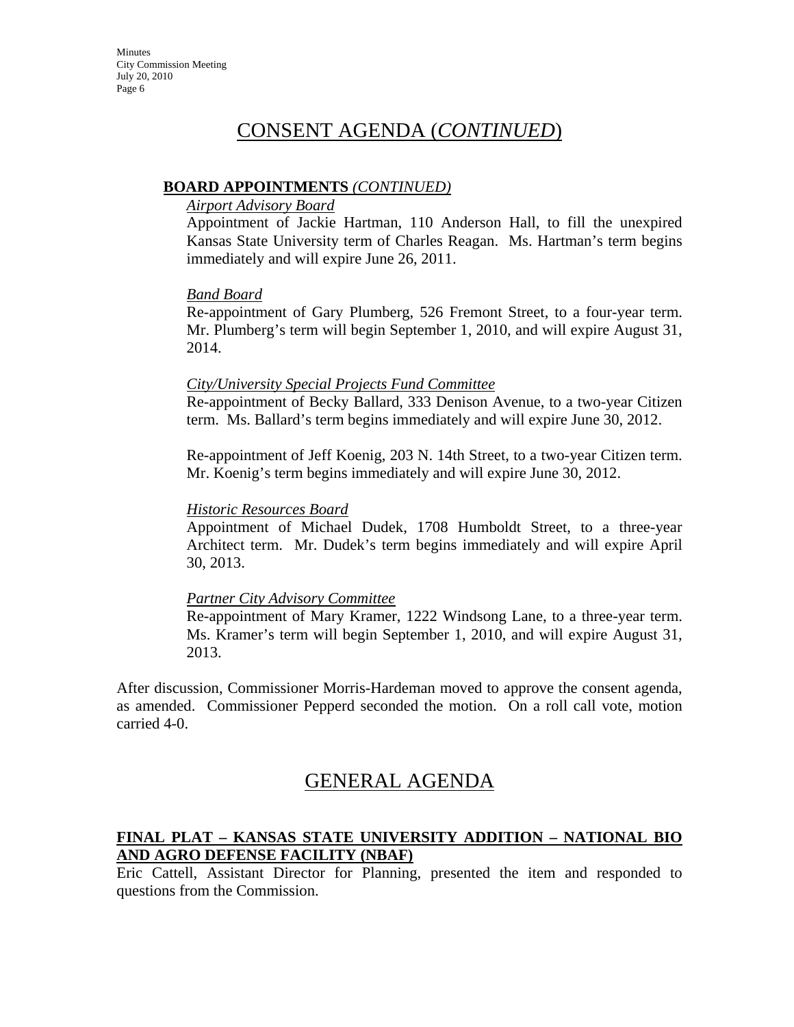# CONSENT AGENDA (*CONTINUED*)

**BOARD APPOINTMENTS** *(CONTINUED)*

*Airport Advisory Board*

Appointment of Jackie Hartman, 110 Anderson Hall, to fill the unexpired Kansas State University term of Charles Reagan. Ms. Hartman's term begins immediately and will expire June 26, 2011.

*Band Board*

Re-appointment of Gary Plumberg, 526 Fremont Street, to a four-year term. Mr. Plumberg's term will begin September 1, 2010, and will expire August 31, 2014.

*City/University Special Projects Fund Committee*

Re-appointment of Becky Ballard, 333 Denison Avenue, to a two-year Citizen term. Ms. Ballard's term begins immediately and will expire June 30, 2012.

Re-appointment of Jeff Koenig, 203 N. 14th Street, to a two-year Citizen term. Mr. Koenig's term begins immediately and will expire June 30, 2012.

*Historic Resources Board*

Appointment of Michael Dudek, 1708 Humboldt Street, to a three-year Architect term. Mr. Dudek's term begins immediately and will expire April 30, 2013.

*Partner City Advisory Committee*

Re-appointment of Mary Kramer, 1222 Windsong Lane, to a three-year term. Ms. Kramer's term will begin September 1, 2010, and will expire August 31, 2013.

After discussion, Commissioner Morris-Hardeman moved to approve the consent agenda, as amended. Commissioner Pepperd seconded the motion. On a roll call vote, motion carried 4-0.

# GENERAL AGENDA

**FINAL PLAT – KANSAS STATE UNIVERSITY ADDITION – NATIONAL BIO AND AGRO DEFENSE FACILITY (NBAF)**

Eric Cattell, Assistant Director for Planning, presented the item and responded to questions from the Commission.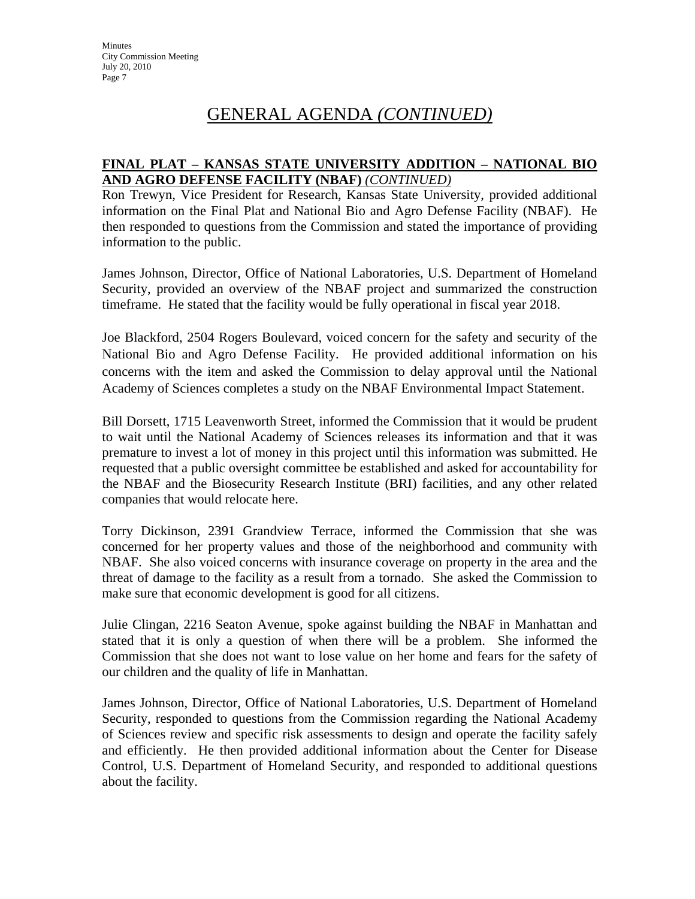# GENERAL AGENDA *(CONTINUED)*

**FINAL PLAT – KANSAS STATE UNIVERSITY ADDITION – NATIONAL BIO AND AGRO DEFENSE FACILITY (NBAF)** *(CONTINUED)*

Ron Trewyn, Vice President for Research, Kansas State University, provided additional information on the Final Plat and National Bio and Agro Defense Facility (NBAF). He then responded to questions from the Commission and stated the importance of providing information to the public.

James Johnson, Director, Office of National Laboratories, U.S. Department of Homeland Security, provided an overview of the NBAF project and summarized the construction timeframe. He stated that the facility would be fully operational in fiscal year 2018.

Joe Blackford, 2504 Rogers Boulevard, voiced concern for the safety and security of the National Bio and Agro Defense Facility. He provided additional information on his concerns with the item and asked the Commission to delay approval until the National Academy of Sciences completes a study on the NBAF Environmental Impact Statement.

Bill Dorsett, 1715 Leavenworth Street, informed the Commission that it would be prudent to wait until the National Academy of Sciences releases its information and that it was premature to invest a lot of money in this project until this information was submitted. He requested that a public oversight committee be established and asked for accountability for the NBAF and the Biosecurity Research Institute (BRI) facilities, and any other related companies that would relocate here.

Torry Dickinson, 2391 Grandview Terrace, informed the Commission that she was concerned for her property values and those of the neighborhood and community with NBAF. She also voiced concerns with insurance coverage on property in the area and the threat of damage to the facility as a result from a tornado. She asked the Commission to make sure that economic development is good for all citizens.

Julie Clingan, 2216 Seaton Avenue, spoke against building the NBAF in Manhattan and stated that it is only a question of when there will be a problem. She informed the Commission that she does not want to lose value on her home and fears for the safety of our children and the quality of life in Manhattan.

James Johnson, Director, Office of National Laboratories, U.S. Department of Homeland Security, responded to questions from the Commission regarding the National Academy of Sciences review and specific risk assessments to design and operate the facility safely and efficiently. He then provided additional information about the Center for Disease Control, U.S. Department of Homeland Security, and responded to additional questions about the facility.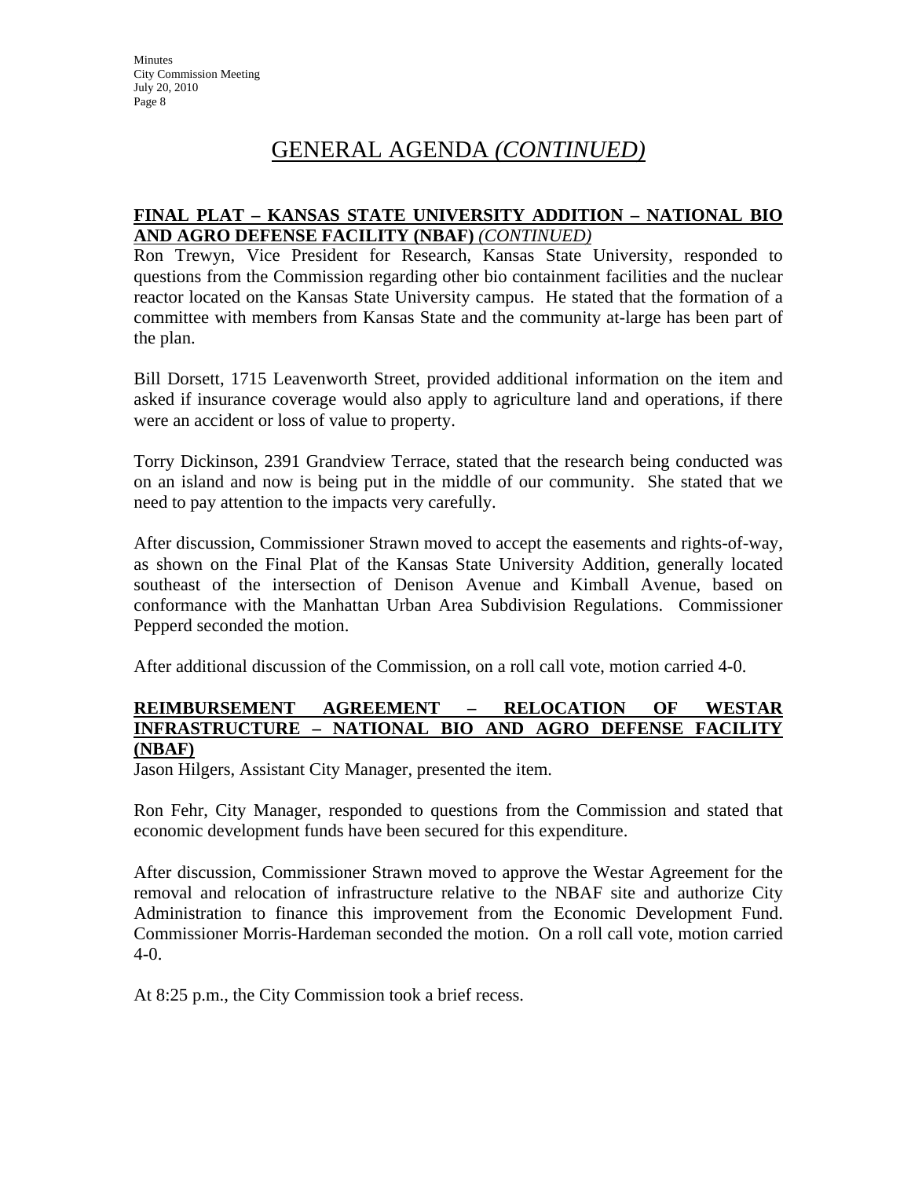# GENERAL AGENDA *(CONTINUED)*

**FINAL PLAT – KANSAS STATE UNIVERSITY ADDITION – NATIONAL BIO AND AGRO DEFENSE FACILITY (NBAF)** ***(CONTINUED)***

Ron Trewyn, Vice President for Research, Kansas State University, responded to questions from the Commission regarding other bio containment facilities and the nuclear reactor located on the Kansas State University campus. He stated that the formation of a committee with members from Kansas State and the community at-large has been part of the plan.

Bill Dorsett, 1715 Leavenworth Street, provided additional information on the item and asked if insurance coverage would also apply to agriculture land and operations, if there were an accident or loss of value to property.

Torry Dickinson, 2391 Grandview Terrace, stated that the research being conducted was on an island and now is being put in the middle of our community. She stated that we need to pay attention to the impacts very carefully.

After discussion, Commissioner Strawn moved to accept the easements and rights-of-way, as shown on the Final Plat of the Kansas State University Addition, generally located southeast of the intersection of Denison Avenue and Kimball Avenue, based on conformance with the Manhattan Urban Area Subdivision Regulations. Commissioner Pepperd seconded the motion.

After additional discussion of the Commission, on a roll call vote, motion carried 4-0.

**REIMBURSEMENT AGREEMENT – RELOCATION OF WESTAR INFRASTRUCTURE – NATIONAL BIO AND AGRO DEFENSE FACILITY (NBAF)**

Jason Hilgers, Assistant City Manager, presented the item.

Ron Fehr, City Manager, responded to questions from the Commission and stated that economic development funds have been secured for this expenditure.

After discussion, Commissioner Strawn moved to approve the Westar Agreement for the removal and relocation of infrastructure relative to the NBAF site and authorize City Administration to finance this improvement from the Economic Development Fund. Commissioner Morris-Hardeman seconded the motion. On a roll call vote, motion carried 4-0.

At 8:25 p.m., the City Commission took a brief recess.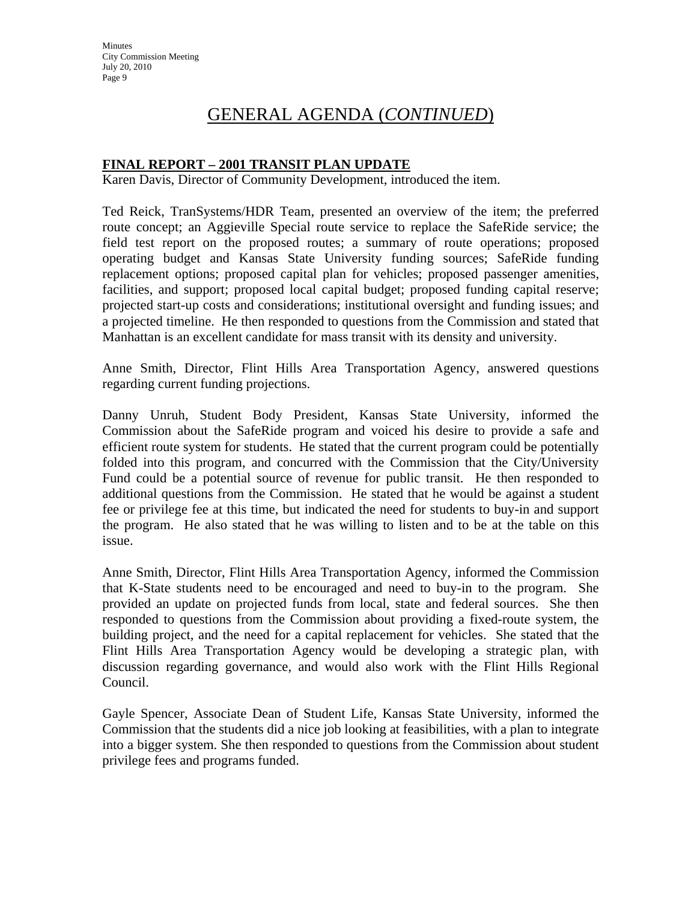# GENERAL AGENDA (*CONTINUED*)

**FINAL REPORT – 2001 TRANSIT PLAN UPDATE**

Karen Davis, Director of Community Development, introduced the item.

Ted Reick, TranSystems/HDR Team, presented an overview of the item; the preferred route concept; an Aggieville Special route service to replace the SafeRide service; the field test report on the proposed routes; a summary of route operations; proposed operating budget and Kansas State University funding sources; SafeRide funding replacement options; proposed capital plan for vehicles; proposed passenger amenities, facilities, and support; proposed local capital budget; proposed funding capital reserve; projected start-up costs and considerations; institutional oversight and funding issues; and a projected timeline. He then responded to questions from the Commission and stated that Manhattan is an excellent candidate for mass transit with its density and university.

Anne Smith, Director, Flint Hills Area Transportation Agency, answered questions regarding current funding projections.

Danny Unruh, Student Body President, Kansas State University, informed the Commission about the SafeRide program and voiced his desire to provide a safe and efficient route system for students. He stated that the current program could be potentially folded into this program, and concurred with the Commission that the City/University Fund could be a potential source of revenue for public transit. He then responded to additional questions from the Commission. He stated that he would be against a student fee or privilege fee at this time, but indicated the need for students to buy-in and support the program. He also stated that he was willing to listen and to be at the table on this issue.

Anne Smith, Director, Flint Hills Area Transportation Agency, informed the Commission that K-State students need to be encouraged and need to buy-in to the program. She provided an update on projected funds from local, state and federal sources. She then responded to questions from the Commission about providing a fixed-route system, the building project, and the need for a capital replacement for vehicles. She stated that the Flint Hills Area Transportation Agency would be developing a strategic plan, with discussion regarding governance, and would also work with the Flint Hills Regional Council.

Gayle Spencer, Associate Dean of Student Life, Kansas State University, informed the Commission that the students did a nice job looking at feasibilities, with a plan to integrate into a bigger system. She then responded to questions from the Commission about student privilege fees and programs funded.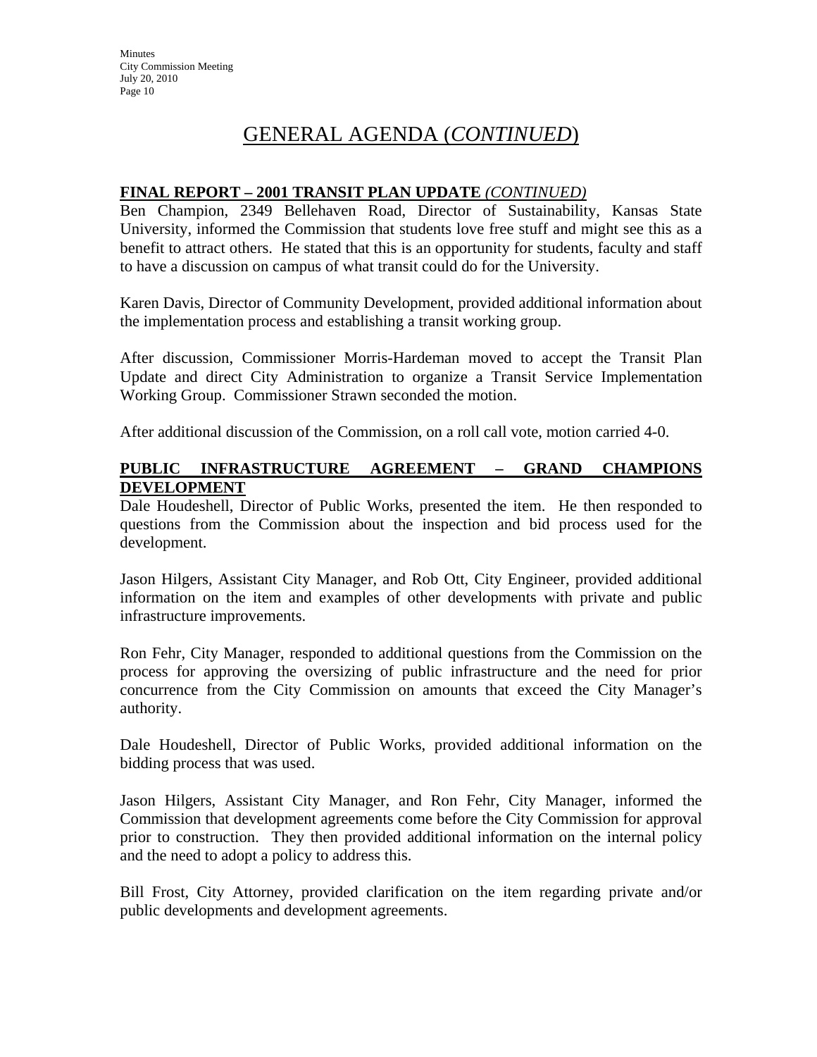# GENERAL AGENDA (*CONTINUED*)

**FINAL REPORT – 2001 TRANSIT PLAN UPDATE** ***(CONTINUED)***

Ben Champion, 2349 Bellehaven Road, Director of Sustainability, Kansas State University, informed the Commission that students love free stuff and might see this as a benefit to attract others. He stated that this is an opportunity for students, faculty and staff to have a discussion on campus of what transit could do for the University.

Karen Davis, Director of Community Development, provided additional information about the implementation process and establishing a transit working group.

After discussion, Commissioner Morris-Hardeman moved to accept the Transit Plan Update and direct City Administration to organize a Transit Service Implementation Working Group. Commissioner Strawn seconded the motion.

After additional discussion of the Commission, on a roll call vote, motion carried 4-0.

**PUBLIC INFRASTRUCTURE AGREEMENT – GRAND CHAMPIONS DEVELOPMENT**

Dale Houdeshell, Director of Public Works, presented the item. He then responded to questions from the Commission about the inspection and bid process used for the development.

Jason Hilgers, Assistant City Manager, and Rob Ott, City Engineer, provided additional information on the item and examples of other developments with private and public infrastructure improvements.

Ron Fehr, City Manager, responded to additional questions from the Commission on the process for approving the oversizing of public infrastructure and the need for prior concurrence from the City Commission on amounts that exceed the City Manager's authority.

Dale Houdeshell, Director of Public Works, provided additional information on the bidding process that was used.

Jason Hilgers, Assistant City Manager, and Ron Fehr, City Manager, informed the Commission that development agreements come before the City Commission for approval prior to construction. They then provided additional information on the internal policy and the need to adopt a policy to address this.

Bill Frost, City Attorney, provided clarification on the item regarding private and/or public developments and development agreements.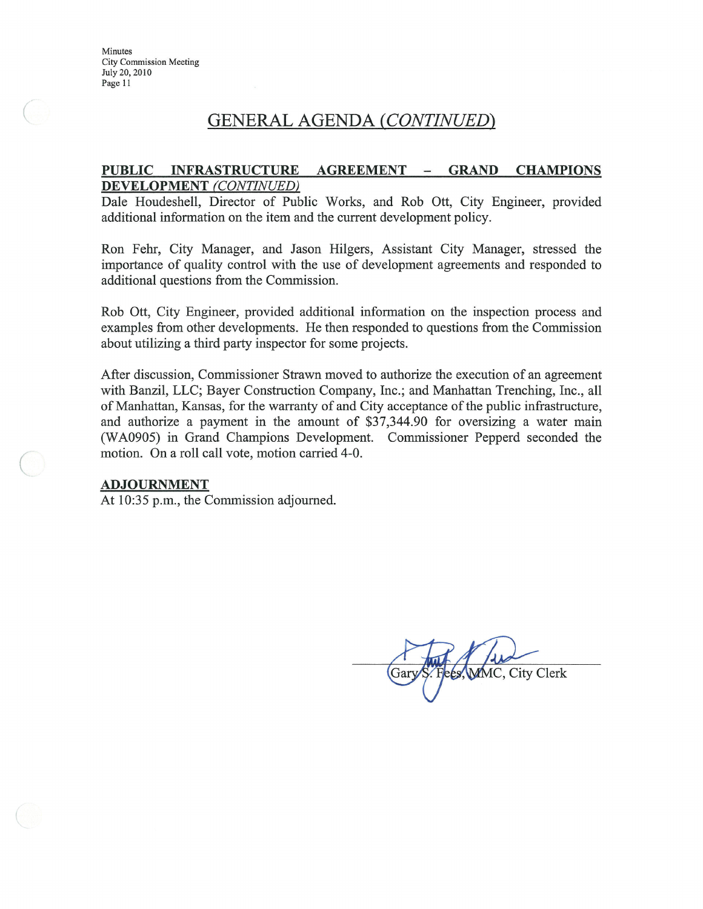## GENERAL AGENDA *(CONTINUED)*

**PUBLIC INFRASTRUCTURE AGREEMENT – GRAND CHAMPIONS DEVELOPMENT *(CONTINUED)***

Dale Houdeshell, Director of Public Works, and Rob Ott, City Engineer, provided additional information on the item and the current development policy.

Ron Fehr, City Manager, and Jason Hilgers, Assistant City Manager, stressed the importance of quality control with the use of development agreements and responded to additional questions from the Commission.

Rob Ott, City Engineer, provided additional information on the inspection process and examples from other developments. He then responded to questions from the Commission about utilizing a third party inspector for some projects.

After discussion, Commissioner Strawn moved to authorize the execution of an agreement with Banzil, LLC; Bayer Construction Company, Inc.; and Manhattan Trenching, Inc., all of Manhattan, Kansas, for the warranty of and City acceptance of the public infrastructure, and authorize a payment in the amount of $37,344.90 for oversizing a water main (WA0905) in Grand Champions Development. Commissioner Pepperd seconded the motion. On a roll call vote, motion carried 4-0.

**ADJOURNMENT**

At 10:35 p.m., the Commission adjourned.

Gary S. Fees, MMC, City Clerk